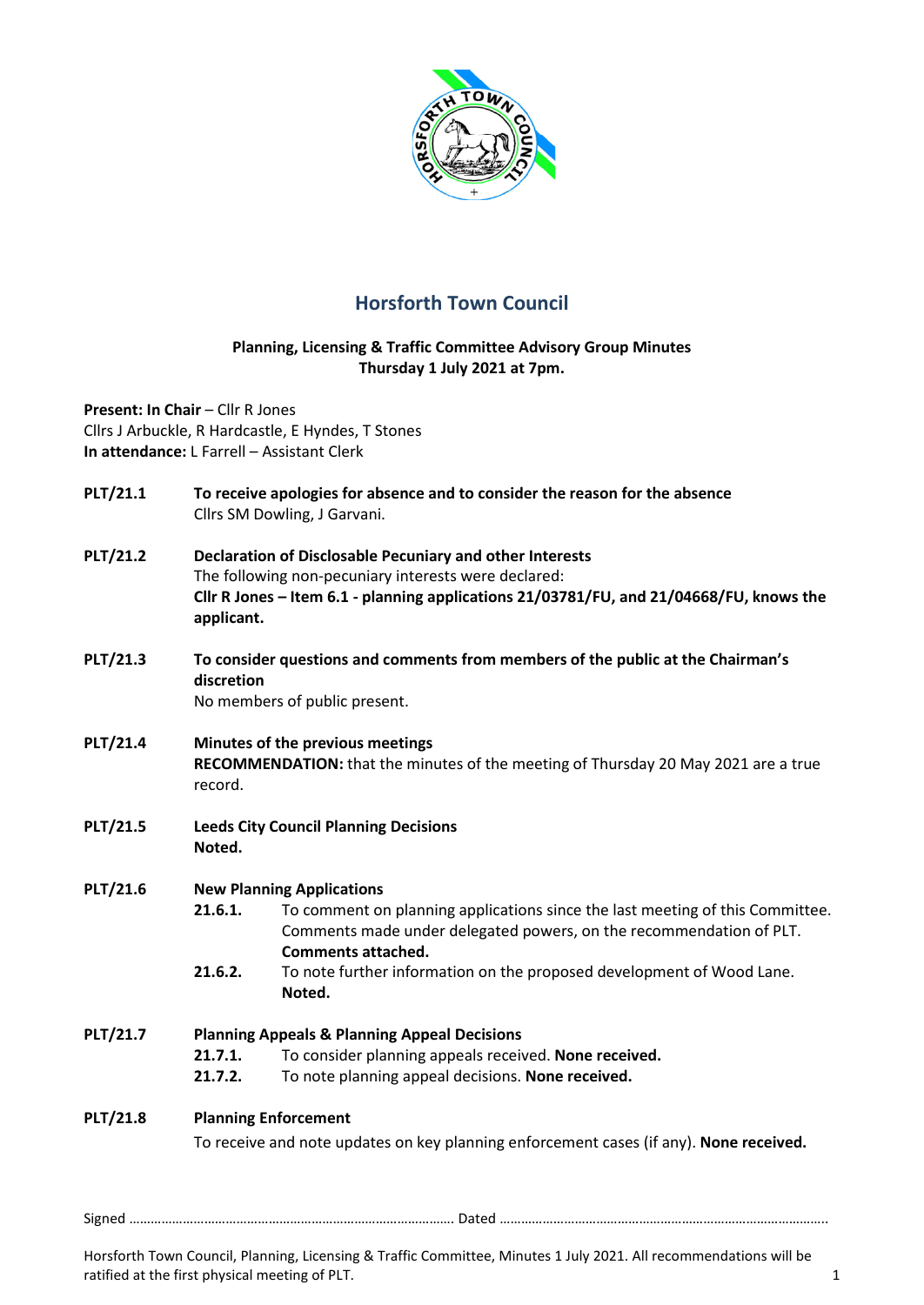# Horsforth Town Council

**Planning, Licensing & Traffic Committee Advisory Group Minutes**
**Thursday 1 July 2021 at 7pm.**

**Present: In Chair** – Cllr R Jones
Cllrs J Arbuckle, R Hardcastle, E Hyndes, T Stones
**In attendance:** L Farrell – Assistant Clerk

**PLT/21.1** **To receive apologies for absence and to consider the reason for the absence**
Cllrs SM Dowling, J Garvani.

**PLT/21.2** **Declaration of Disclosable Pecuniary and other Interests**
The following non-pecuniary interests were declared:
**Cllr R Jones – Item 6.1 - planning applications 21/03781/FU, and 21/04668/FU, knows the applicant.**

**PLT/21.3** **To consider questions and comments from members of the public at the Chairman's discretion**
No members of public present.

**PLT/21.4** **Minutes of the previous meetings**
**RECOMMENDATION:** that the minutes of the meeting of Thursday 20 May 2021 are a true record.

**PLT/21.5** **Leeds City Council Planning Decisions**
**Noted.**

**PLT/21.6** **New Planning Applications**

- **21.6.1.** To comment on planning applications since the last meeting of this Committee. Comments made under delegated powers, on the recommendation of PLT. **Comments attached.**
- **21.6.2.** To note further information on the proposed development of Wood Lane. **Noted.**

**PLT/21.7** **Planning Appeals & Planning Appeal Decisions**

- **21.7.1.** To consider planning appeals received. **None received.**
- **21.7.2.** To note planning appeal decisions. **None received.**

**PLT/21.8** **Planning Enforcement**
To receive and note updates on key planning enforcement cases (if any). **None received.**

Signed ……………………………………………………………………………… Dated ………………………………………………………………………………..

Horsforth Town Council, Planning, Licensing & Traffic Committee, Minutes 1 July 2021. All recommendations will be ratified at the first physical meeting of PLT.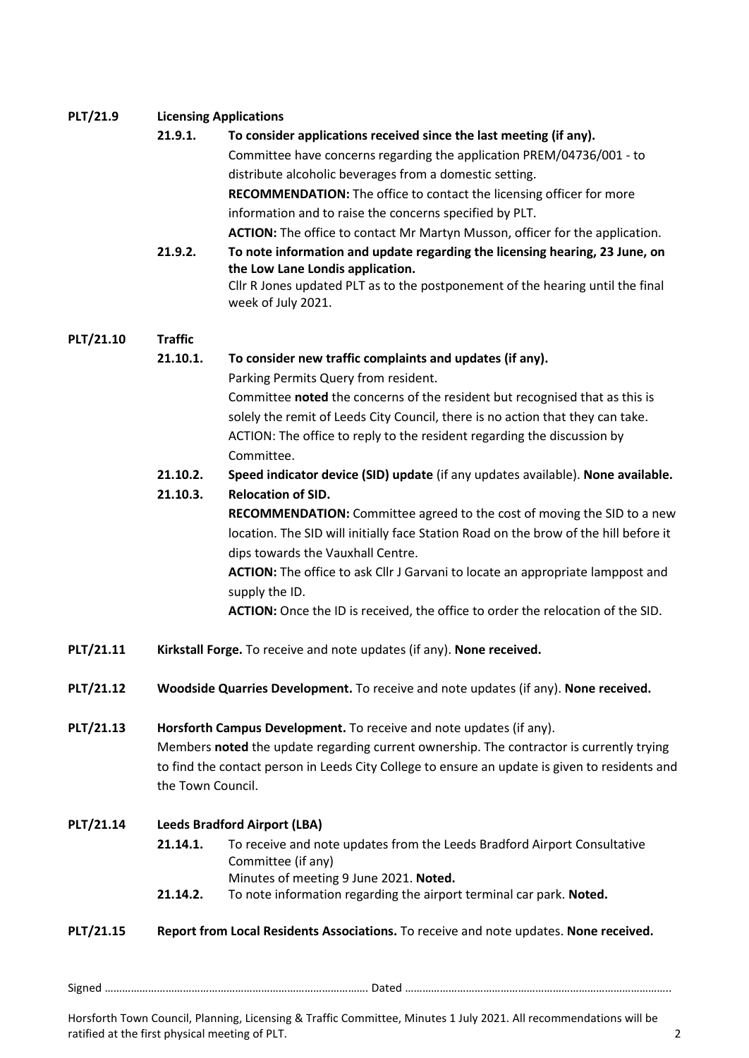**PLT/21.9 Licensing Applications**

**21.9.1. To consider applications received since the last meeting (if any).**

Committee have concerns regarding the application PREM/04736/001 - to distribute alcoholic beverages from a domestic setting.

**RECOMMENDATION:** The office to contact the licensing officer for more information and to raise the concerns specified by PLT.

**ACTION:** The office to contact Mr Martyn Musson, officer for the application.

**21.9.2. To note information and update regarding the licensing hearing, 23 June, on the Low Lane Londis application.**

Cllr R Jones updated PLT as to the postponement of the hearing until the final week of July 2021.

**PLT/21.10 Traffic**

**21.10.1. To consider new traffic complaints and updates (if any).**

Parking Permits Query from resident.

Committee **noted** the concerns of the resident but recognised that as this is solely the remit of Leeds City Council, there is no action that they can take.

ACTION: The office to reply to the resident regarding the discussion by Committee.

**21.10.2. Speed indicator device (SID) update** (if any updates available). **None available.**

**21.10.3. Relocation of SID.**

**RECOMMENDATION:** Committee agreed to the cost of moving the SID to a new location. The SID will initially face Station Road on the brow of the hill before it dips towards the Vauxhall Centre.

**ACTION:** The office to ask Cllr J Garvani to locate an appropriate lamppost and supply the ID.

**ACTION:** Once the ID is received, the office to order the relocation of the SID.

**PLT/21.11 Kirkstall Forge.** To receive and note updates (if any). **None received.**

**PLT/21.12 Woodside Quarries Development.** To receive and note updates (if any). **None received.**

**PLT/21.13 Horsforth Campus Development.** To receive and note updates (if any).

Members **noted** the update regarding current ownership. The contractor is currently trying to find the contact person in Leeds City College to ensure an update is given to residents and the Town Council.

**PLT/21.14 Leeds Bradford Airport (LBA)**

**21.14.1.** To receive and note updates from the Leeds Bradford Airport Consultative Committee (if any)

Minutes of meeting 9 June 2021. **Noted.**

**21.14.2.** To note information regarding the airport terminal car park. **Noted.**

**PLT/21.15 Report from Local Residents Associations.** To receive and note updates. **None received.**

Signed ……………………………………………………………………………. Dated ………………………………………………………………………………..

Horsforth Town Council, Planning, Licensing & Traffic Committee, Minutes 1 July 2021. All recommendations will be ratified at the first physical meeting of PLT.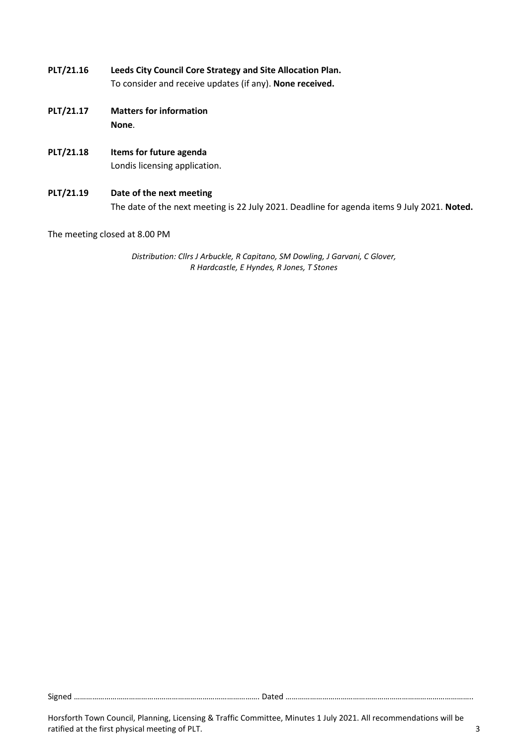**PLT/21.16** **Leeds City Council Core Strategy and Site Allocation Plan.**
To consider and receive updates (if any). **None received.**

**PLT/21.17** **Matters for information**
**None**.

**PLT/21.18** **Items for future agenda**
Londis licensing application.

**PLT/21.19** **Date of the next meeting**
The date of the next meeting is 22 July 2021. Deadline for agenda items 9 July 2021. **Noted.**

The meeting closed at 8.00 PM

*Distribution: Cllrs J Arbuckle, R Capitano, SM Dowling, J Garvani, C Glover, R Hardcastle, E Hyndes, R Jones, T Stones*

Signed ………………………………………………………………………………. Dated ………………………………………………………………………………..

Horsforth Town Council, Planning, Licensing & Traffic Committee, Minutes 1 July 2021. All recommendations will be ratified at the first physical meeting of PLT.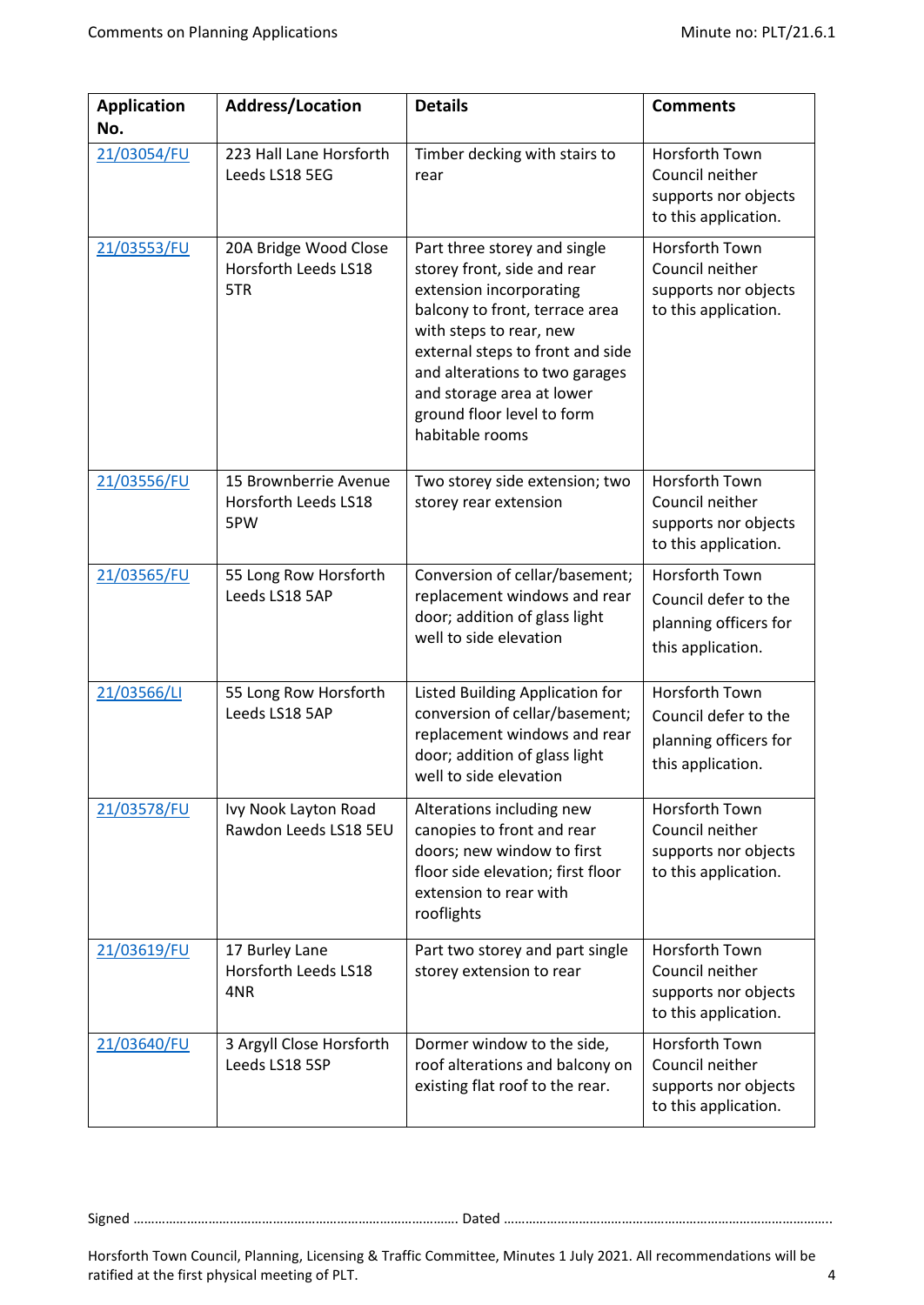| Application No. | Address/Location | Details | Comments |
| --- | --- | --- | --- |
| 21/03054/FU | 223 Hall Lane Horsforth Leeds LS18 5EG | Timber decking with stairs to rear | Horsforth Town Council neither supports nor objects to this application. |
| 21/03553/FU | 20A Bridge Wood Close Horsforth Leeds LS18 5TR | Part three storey and single storey front, side and rear extension incorporating balcony to front, terrace area with steps to rear, new external steps to front and side and alterations to two garages and storage area at lower ground floor level to form habitable rooms | Horsforth Town Council neither supports nor objects to this application. |
| 21/03556/FU | 15 Brownberrie Avenue Horsforth Leeds LS18 5PW | Two storey side extension; two storey rear extension | Horsforth Town Council neither supports nor objects to this application. |
| 21/03565/FU | 55 Long Row Horsforth Leeds LS18 5AP | Conversion of cellar/basement; replacement windows and rear door; addition of glass light well to side elevation | Horsforth Town Council defer to the planning officers for this application. |
| 21/03566/LI | 55 Long Row Horsforth Leeds LS18 5AP | Listed Building Application for conversion of cellar/basement; replacement windows and rear door; addition of glass light well to side elevation | Horsforth Town Council defer to the planning officers for this application. |
| 21/03578/FU | Ivy Nook Layton Road Rawdon Leeds LS18 5EU | Alterations including new canopies to front and rear doors; new window to first floor side elevation; first floor extension to rear with rooflights | Horsforth Town Council neither supports nor objects to this application. |
| 21/03619/FU | 17 Burley Lane Horsforth Leeds LS18 4NR | Part two storey and part single storey extension to rear | Horsforth Town Council neither supports nor objects to this application. |
| 21/03640/FU | 3 Argyll Close Horsforth Leeds LS18 5SP | Dormer window to the side, roof alterations and balcony on existing flat roof to the rear. | Horsforth Town Council neither supports nor objects to this application. |

Signed ………………………………………………………………………………. Dated ……………………………………………………………………………….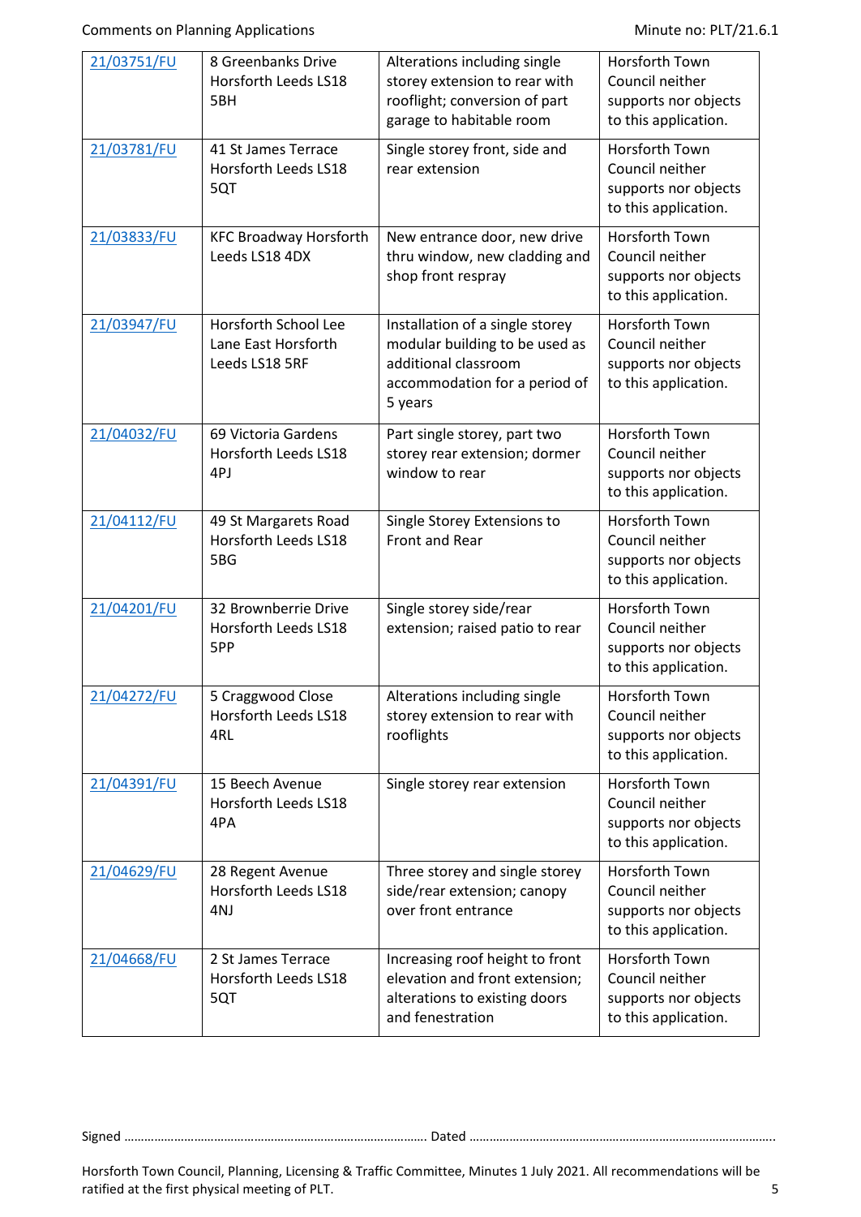| 21/03751/FU | 8 Greenbanks Drive Horsforth Leeds LS18 5BH | Alterations including single storey extension to rear with rooflight; conversion of part garage to habitable room | Horsforth Town Council neither supports nor objects to this application. |
|---|---|---|---|
| 21/03781/FU | 41 St James Terrace Horsforth Leeds LS18 5QT | Single storey front, side and rear extension | Horsforth Town Council neither supports nor objects to this application. |
| 21/03833/FU | KFC Broadway Horsforth Leeds LS18 4DX | New entrance door, new drive thru window, new cladding and shop front respray | Horsforth Town Council neither supports nor objects to this application. |
| 21/03947/FU | Horsforth School Lee Lane East Horsforth Leeds LS18 5RF | Installation of a single storey modular building to be used as additional classroom accommodation for a period of 5 years | Horsforth Town Council neither supports nor objects to this application. |
| 21/04032/FU | 69 Victoria Gardens Horsforth Leeds LS18 4PJ | Part single storey, part two storey rear extension; dormer window to rear | Horsforth Town Council neither supports nor objects to this application. |
| 21/04112/FU | 49 St Margarets Road Horsforth Leeds LS18 5BG | Single Storey Extensions to Front and Rear | Horsforth Town Council neither supports nor objects to this application. |
| 21/04201/FU | 32 Brownberrie Drive Horsforth Leeds LS18 5PP | Single storey side/rear extension; raised patio to rear | Horsforth Town Council neither supports nor objects to this application. |
| 21/04272/FU | 5 Craggwood Close Horsforth Leeds LS18 4RL | Alterations including single storey extension to rear with rooflights | Horsforth Town Council neither supports nor objects to this application. |
| 21/04391/FU | 15 Beech Avenue Horsforth Leeds LS18 4PA | Single storey rear extension | Horsforth Town Council neither supports nor objects to this application. |
| 21/04629/FU | 28 Regent Avenue Horsforth Leeds LS18 4NJ | Three storey and single storey side/rear extension; canopy over front entrance | Horsforth Town Council neither supports nor objects to this application. |
| 21/04668/FU | 2 St James Terrace Horsforth Leeds LS18 5QT | Increasing roof height to front elevation and front extension; alterations to existing doors and fenestration | Horsforth Town Council neither supports nor objects to this application. |

Signed ……………………………………………………………………………… Dated ………………………………………………………………………………

Horsforth Town Council, Planning, Licensing & Traffic Committee, Minutes 1 July 2021. All recommendations will be ratified at the first physical meeting of PLT.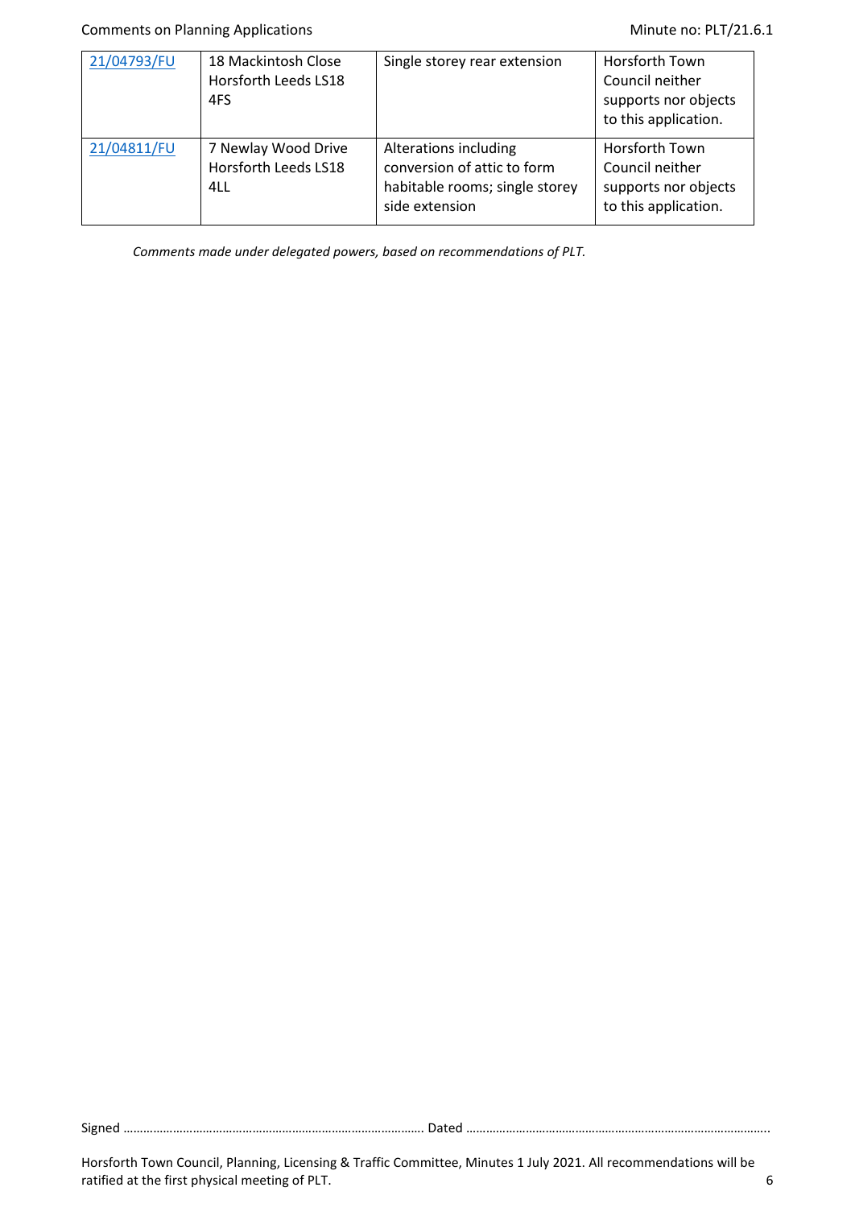| | | | |
|---|---|---|---|
| 21/04793/FU | 18 Mackintosh Close Horsforth Leeds LS18 4FS | Single storey rear extension | Horsforth Town Council neither supports nor objects to this application. |
| 21/04811/FU | 7 Newlay Wood Drive Horsforth Leeds LS18 4LL | Alterations including conversion of attic to form habitable rooms; single storey side extension | Horsforth Town Council neither supports nor objects to this application. |

*Comments made under delegated powers, based on recommendations of PLT.*

Signed ………………………………………………………………………………. Dated ……………………………………………………………………………….

Horsforth Town Council, Planning, Licensing & Traffic Committee, Minutes 1 July 2021. All recommendations will be ratified at the first physical meeting of PLT.